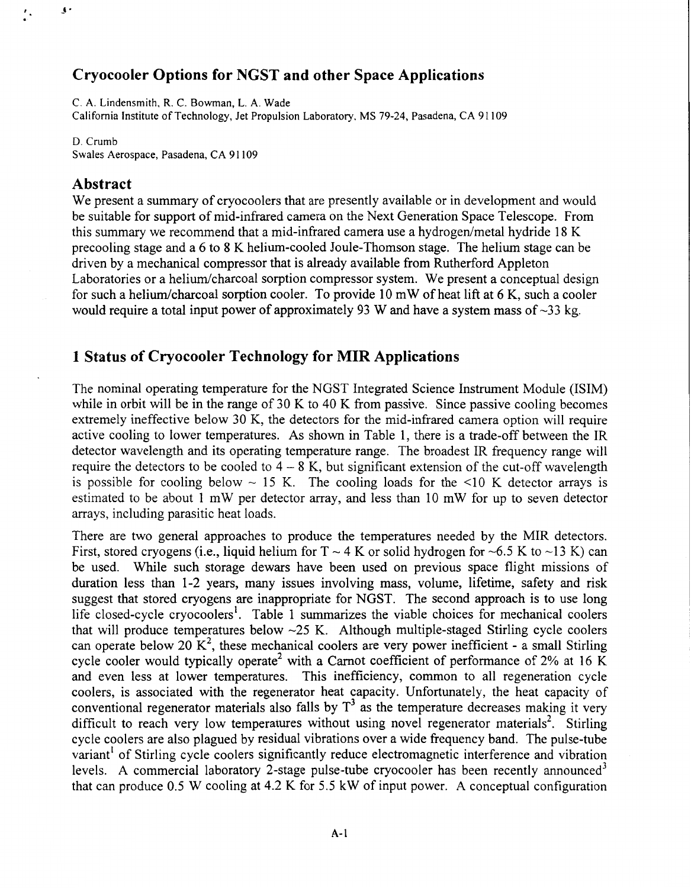# Cryocooler Options for NGST and other Space Applications

C. A. Lindensmith, R. C. Bowman, L. A. Wade
California Institute of Technology, Jet Propulsion Laboratory, MS 79-24, Pasadena, CA 91109

D. Crumb
Swales Aerospace, Pasadena, CA 91109

## Abstract

We present a summary of cryocoolers that are presently available or in development and would be suitable for support of mid-infrared camera on the Next Generation Space Telescope. From this summary we recommend that a mid-infrared camera use a hydrogen/metal hydride 18 K precooling stage and a 6 to 8 K helium-cooled Joule-Thomson stage. The helium stage can be driven by a mechanical compressor that is already available from Rutherford Appleton Laboratories or a helium/charcoal sorption compressor system. We present a conceptual design for such a helium/charcoal sorption cooler. To provide 10 mW of heat lift at 6 K, such a cooler would require a total input power of approximately 93 W and have a system mass of ~33 kg.

## 1 Status of Cryocooler Technology for MIR Applications

The nominal operating temperature for the NGST Integrated Science Instrument Module (ISIM) while in orbit will be in the range of 30 K to 40 K from passive. Since passive cooling becomes extremely ineffective below 30 K, the detectors for the mid-infrared camera option will require active cooling to lower temperatures. As shown in Table 1, there is a trade-off between the IR detector wavelength and its operating temperature range. The broadest IR frequency range will require the detectors to be cooled to 4 – 8 K, but significant extension of the cut-off wavelength is possible for cooling below ~ 15 K. The cooling loads for the <10 K detector arrays is estimated to be about 1 mW per detector array, and less than 10 mW for up to seven detector arrays, including parasitic heat loads.

There are two general approaches to produce the temperatures needed by the MIR detectors. First, stored cryogens (i.e., liquid helium for T ~ 4 K or solid hydrogen for ~6.5 K to ~13 K) can be used. While such storage dewars have been used on previous space flight missions of duration less than 1-2 years, many issues involving mass, volume, lifetime, safety and risk suggest that stored cryogens are inappropriate for NGST. The second approach is to use long life closed-cycle cryocoolers[1]. Table 1 summarizes the viable choices for mechanical coolers that will produce temperatures below ~25 K. Although multiple-staged Stirling cycle coolers can operate below 20 K[2], these mechanical coolers are very power inefficient - a small Stirling cycle cooler would typically operate[2] with a Carnot coefficient of performance of 2% at 16 K and even less at lower temperatures. This inefficiency, common to all regeneration cycle coolers, is associated with the regenerator heat capacity. Unfortunately, the heat capacity of conventional regenerator materials also falls by $T^3$ as the temperature decreases making it very difficult to reach very low temperatures without using novel regenerator materials[2]. Stirling cycle coolers are also plagued by residual vibrations over a wide frequency band. The pulse-tube variant[1] of Stirling cycle coolers significantly reduce electromagnetic interference and vibration levels. A commercial laboratory 2-stage pulse-tube cryocooler has been recently announced[3] that can produce 0.5 W cooling at 4.2 K for 5.5 kW of input power. A conceptual configuration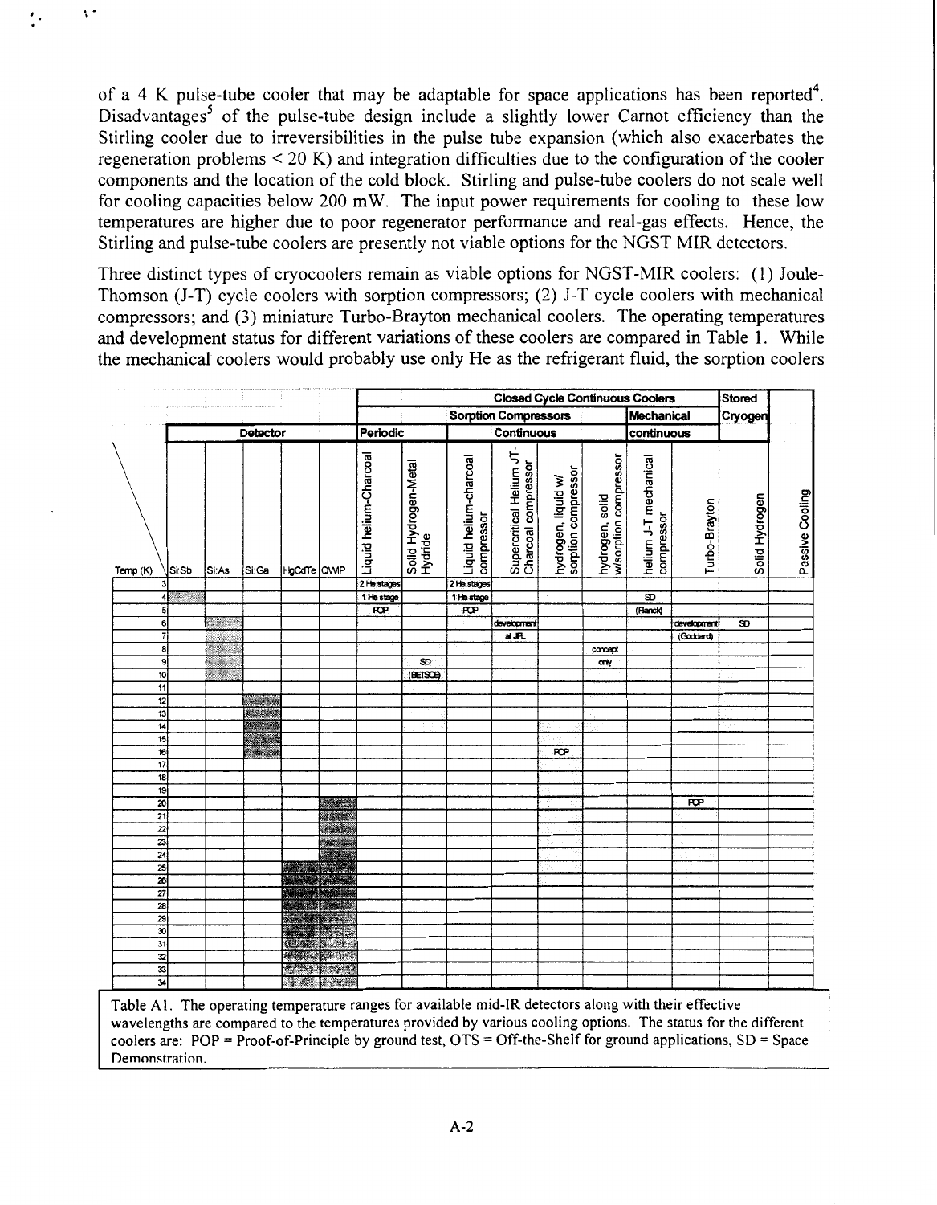of a 4 K pulse-tube cooler that may be adaptable for space applications has been reported[4]. Disadvantages[5] of the pulse-tube design include a slightly lower Carnot efficiency than the Stirling cooler due to irreversibilities in the pulse tube expansion (which also exacerbates the regeneration problems < 20 K) and integration difficulties due to the configuration of the cooler components and the location of the cold block. Stirling and pulse-tube coolers do not scale well for cooling capacities below 200 mW. The input power requirements for cooling to these low temperatures are higher due to poor regenerator performance and real-gas effects. Hence, the Stirling and pulse-tube coolers are presently not viable options for the NGST MIR detectors.

Three distinct types of cryocoolers remain as viable options for NGST-MIR coolers: (1) Joule-Thomson (J-T) cycle coolers with sorption compressors; (2) J-T cycle coolers with mechanical compressors; and (3) miniature Turbo-Brayton mechanical coolers. The operating temperatures and development status for different variations of these coolers are compared in Table 1. While the mechanical coolers would probably use only He as the refrigerant fluid, the sorption coolers

| | | | | | | Closed Cycle Continuous Coolers | | | | | | | | Stored Cryogen | |
|---|---|---|---|---|---|---|---|---|---|---|---|---|---|---|---|
| | | | | | | Sorption Compressors | | | | | | Mechanical | | | |
| | Detector | | | | | Periodic | | Continuous | | | | continuous | | | |
| Temp (K) | Si:Sb | Si:As | Si:Ga | HgCdTe | QWIP | Liquid helium-Charcoal | Solid Hydrogen-Metal Hydride | Liquid helium-charcoal compressor | Supercritical Helium J-T-Charcoal compressor | hydrogen, liquid w/ sorption compressor | hydrogen, solid w/sorption compressor | helium J-T mechanical compressor | Turbo-Brayton | Solid Hydrogen | Passive Cooling |
| 3 | | | | | | 2 He stages | | 2 He stages | | | | | | | |
| 4 | | | | | | 1 He stage | | 1 He stage | | | | SD | | | |
| 5 | | | | | | POP | | POP | | | | (Planck) | | | |
| 6 | | | | | | | | | development | | | | development | SD | |
| 7 | | | | | | | | | at JPL | | | | (Goddard) | | |
| 8 | | | | | | | | | | | concept | | | | |
| 9 | | | | | | | SD | | | | only | | | | |
| 10 | | | | | | | (BETSCE) | | | | | | | | |
| 11 | | | | | | | | | | | | | | | |
| 12 | | | | | | | | | | | | | | | |
| 13 | | | | | | | | | | | | | | | |
| 14 | | | | | | | | | | | | | | | |
| 15 | | | | | | | | | | | | | | | |
| 16 | | | | | | | | | | POP | | | | | |
| 17 | | | | | | | | | | | | | | | |
| 18 | | | | | | | | | | | | | | | |
| 19 | | | | | | | | | | | | | | | |
| 20 | | | | | | | | | | | | | POP | | |
| 21 | | | | | | | | | | | | | | | |
| 22 | | | | | | | | | | | | | | | |
| 23 | | | | | | | | | | | | | | | |
| 24 | | | | | | | | | | | | | | | |
| 25 | | | | | | | | | | | | | | | |
| 26 | | | | | | | | | | | | | | | |
| 27 | | | | | | | | | | | | | | | |
| 28 | | | | | | | | | | | | | | | |
| 29 | | | | | | | | | | | | | | | |
| 30 | | | | | | | | | | | | | | | |
| 31 | | | | | | | | | | | | | | | |
| 32 | | | | | | | | | | | | | | | |
| 33 | | | | | | | | | | | | | | | |
| 34 | | | | | | | | | | | | | | | |

Table A1. The operating temperature ranges for available mid-IR detectors along with their effective wavelengths are compared to the temperatures provided by various cooling options. The status for the different coolers are: POP = Proof-of-Principle by ground test, OTS = Off-the-Shelf for ground applications, SD = Space Demonstration.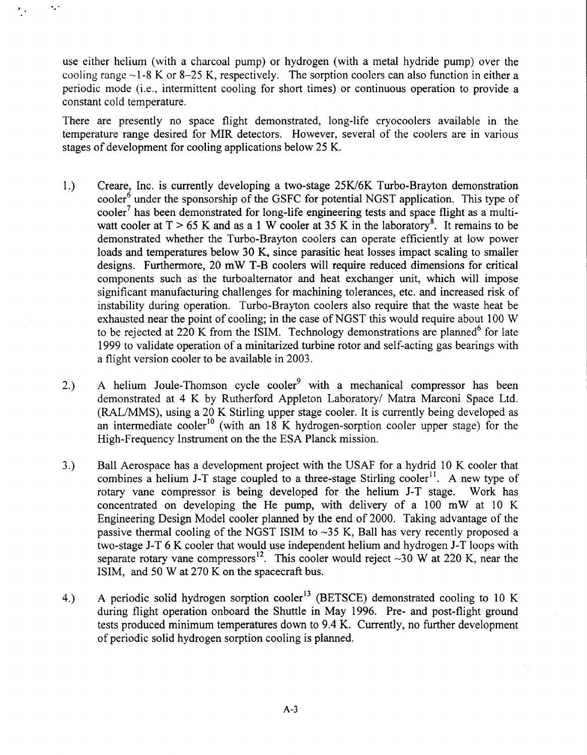use either helium (with a charcoal pump) or hydrogen (with a metal hydride pump) over the cooling range ~1-8 K or 8–25 K, respectively. The sorption coolers can also function in either a periodic mode (i.e., intermittent cooling for short times) or continuous operation to provide a constant cold temperature.

There are presently no space flight demonstrated, long-life cryocoolers available in the temperature range desired for MIR detectors. However, several of the coolers are in various stages of development for cooling applications below 25 K.

1.) Creare, Inc. is currently developing a two-stage 25K/6K Turbo-Brayton demonstration cooler[6] under the sponsorship of the GSFC for potential NGST application. This type of cooler[7] has been demonstrated for long-life engineering tests and space flight as a multi-watt cooler at T > 65 K and as a 1 W cooler at 35 K in the laboratory[8]. It remains to be demonstrated whether the Turbo-Brayton coolers can operate efficiently at low power loads and temperatures below 30 K, since parasitic heat losses impact scaling to smaller designs. Furthermore, 20 mW T-B coolers will require reduced dimensions for critical components such as the turboalternator and heat exchanger unit, which will impose significant manufacturing challenges for machining tolerances, etc. and increased risk of instability during operation. Turbo-Brayton coolers also require that the waste heat be exhausted near the point of cooling; in the case of NGST this would require about 100 W to be rejected at 220 K from the ISIM. Technology demonstrations are planned[6] for late 1999 to validate operation of a minitarized turbine rotor and self-acting gas bearings with a flight version cooler to be available in 2003.

2.) A helium Joule-Thomson cycle cooler[9] with a mechanical compressor has been demonstrated at 4 K by Rutherford Appleton Laboratory/ Matra Marconi Space Ltd. (RAL/MMS), using a 20 K Stirling upper stage cooler. It is currently being developed as an intermediate cooler[10] (with an 18 K hydrogen-sorption cooler upper stage) for the High-Frequency Instrument on the the ESA Planck mission.

3.) Ball Aerospace has a development project with the USAF for a hydrid 10 K cooler that combines a helium J-T stage coupled to a three-stage Stirling cooler[11]. A new type of rotary vane compressor is being developed for the helium J-T stage. Work has concentrated on developing the He pump, with delivery of a 100 mW at 10 K Engineering Design Model cooler planned by the end of 2000. Taking advantage of the passive thermal cooling of the NGST ISIM to ~35 K, Ball has very recently proposed a two-stage J-T 6 K cooler that would use independent helium and hydrogen J-T loops with separate rotary vane compressors[12]. This cooler would reject ~30 W at 220 K, near the ISIM, and 50 W at 270 K on the spacecraft bus.

4.) A periodic solid hydrogen sorption cooler[13] (BETSCE) demonstrated cooling to 10 K during flight operation onboard the Shuttle in May 1996. Pre- and post-flight ground tests produced minimum temperatures down to 9.4 K. Currently, no further development of periodic solid hydrogen sorption cooling is planned.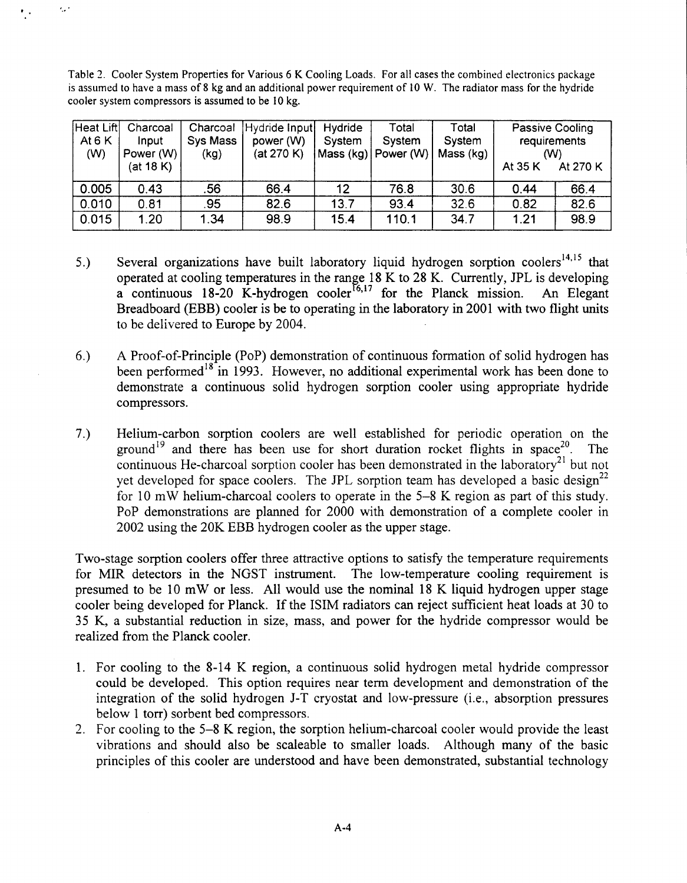Table 2. Cooler System Properties for Various 6 K Cooling Loads. For all cases the combined electronics package is assumed to have a mass of 8 kg and an additional power requirement of 10 W. The radiator mass for the hydride cooler system compressors is assumed to be 10 kg.

| Heat Lift At 6 K (W) | Charcoal Input Power (W) (at 18 K) | Charcoal Sys Mass (kg) | Hydride Input power (W) (at 270 K) | Hydride System Mass (kg) | Total System Power (W) | Total System Mass (kg) | Passive Cooling requirements (W) | |
|---|---|---|---|---|---|---|---|---|
| | | | | | | | At 35 K | At 270 K |
| 0.005 | 0.43 | .56 | 66.4 | 12 | 76.8 | 30.6 | 0.44 | 66.4 |
| 0.010 | 0.81 | .95 | 82.6 | 13.7 | 93.4 | 32.6 | 0.82 | 82.6 |
| 0.015 | 1.20 | 1.34 | 98.9 | 15.4 | 110.1 | 34.7 | 1.21 | 98.9 |

5.) Several organizations have built laboratory liquid hydrogen sorption coolers[14,15] that operated at cooling temperatures in the range 18 K to 28 K. Currently, JPL is developing a continuous 18-20 K-hydrogen cooler[16,17] for the Planck mission. An Elegant Breadboard (EBB) cooler is be to operating in the laboratory in 2001 with two flight units to be delivered to Europe by 2004.

6.) A Proof-of-Principle (PoP) demonstration of continuous formation of solid hydrogen has been performed[18] in 1993. However, no additional experimental work has been done to demonstrate a continuous solid hydrogen sorption cooler using appropriate hydride compressors.

7.) Helium-carbon sorption coolers are well established for periodic operation on the ground[19] and there has been use for short duration rocket flights in space[20]. The continuous He-charcoal sorption cooler has been demonstrated in the laboratory[21] but not yet developed for space coolers. The JPL sorption team has developed a basic design[22] for 10 mW helium-charcoal coolers to operate in the 5–8 K region as part of this study. PoP demonstrations are planned for 2000 with demonstration of a complete cooler in 2002 using the 20K EBB hydrogen cooler as the upper stage.

Two-stage sorption coolers offer three attractive options to satisfy the temperature requirements for MIR detectors in the NGST instrument. The low-temperature cooling requirement is presumed to be 10 mW or less. All would use the nominal 18 K liquid hydrogen upper stage cooler being developed for Planck. If the ISIM radiators can reject sufficient heat loads at 30 to 35 K, a substantial reduction in size, mass, and power for the hydride compressor would be realized from the Planck cooler.

1. For cooling to the 8-14 K region, a continuous solid hydrogen metal hydride compressor could be developed. This option requires near term development and demonstration of the integration of the solid hydrogen J-T cryostat and low-pressure (i.e., absorption pressures below 1 torr) sorbent bed compressors.
2. For cooling to the 5–8 K region, the sorption helium-charcoal cooler would provide the least vibrations and should also be scaleable to smaller loads. Although many of the basic principles of this cooler are understood and have been demonstrated, substantial technology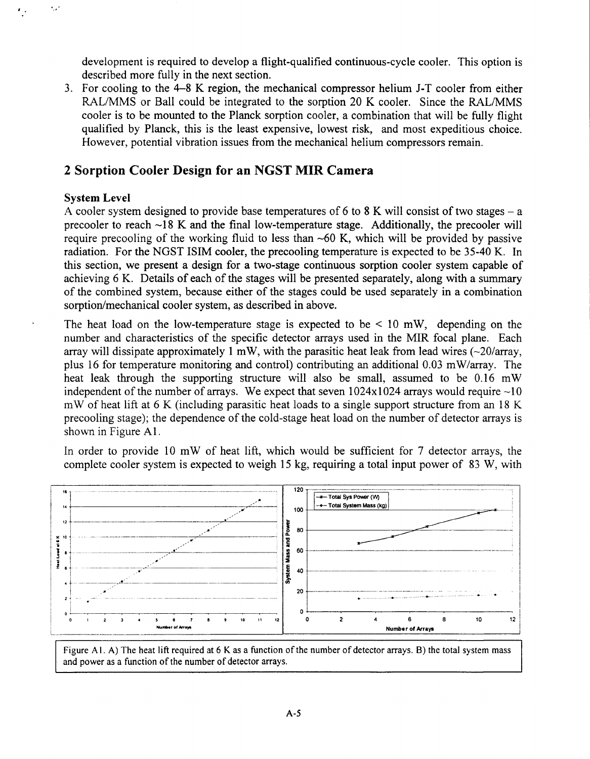development is required to develop a flight-qualified continuous-cycle cooler. This option is described more fully in the next section.

3. For cooling to the 4–8 K region, the mechanical compressor helium J-T cooler from either RAL/MMS or Ball could be integrated to the sorption 20 K cooler. Since the RAL/MMS cooler is to be mounted to the Planck sorption cooler, a combination that will be fully flight qualified by Planck, this is the least expensive, lowest risk, and most expeditious choice. However, potential vibration issues from the mechanical helium compressors remain.

## 2 Sorption Cooler Design for an NGST MIR Camera

**System Level**

A cooler system designed to provide base temperatures of 6 to 8 K will consist of two stages – a precooler to reach ~18 K and the final low-temperature stage. Additionally, the precooler will require precooling of the working fluid to less than ~60 K, which will be provided by passive radiation. For the NGST ISIM cooler, the precooling temperature is expected to be 35-40 K. In this section, we present a design for a two-stage continuous sorption cooler system capable of achieving 6 K. Details of each of the stages will be presented separately, along with a summary of the combined system, because either of the stages could be used separately in a combination sorption/mechanical cooler system, as described in above.

The heat load on the low-temperature stage is expected to be < 10 mW, depending on the number and characteristics of the specific detector arrays used in the MIR focal plane. Each array will dissipate approximately 1 mW, with the parasitic heat leak from lead wires (~20/array, plus 16 for temperature monitoring and control) contributing an additional 0.03 mW/array. The heat leak through the supporting structure will also be small, assumed to be 0.16 mW independent of the number of arrays. We expect that seven 1024x1024 arrays would require ~10 mW of heat lift at 6 K (including parasitic heat loads to a single support structure from an 18 K precooling stage); the dependence of the cold-stage heat load on the number of detector arrays is shown in Figure A1.

In order to provide 10 mW of heat lift, which would be sufficient for 7 detector arrays, the complete cooler system is expected to weigh 15 kg, requiring a total input power of 83 W, with

Figure A1. A) The heat lift required at 6 K as a function of the number of detector arrays. B) the total system mass and power as a function of the number of detector arrays.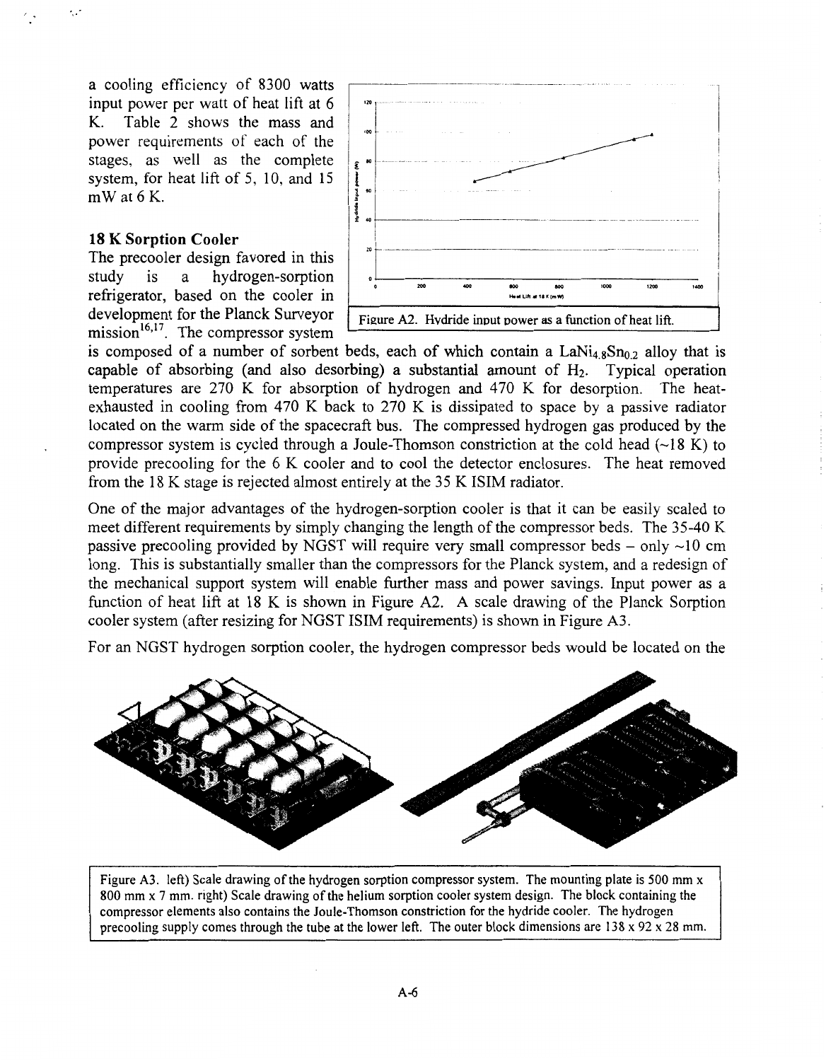a cooling efficiency of 8300 watts input power per watt of heat lift at 6 K. Table 2 shows the mass and power requirements of each of the stages, as well as the complete system, for heat lift of 5, 10, and 15 mW at 6 K.

### 18 K Sorption Cooler

The precooler design favored in this study is a hydrogen-sorption refrigerator, based on the cooler in development for the Planck Surveyor mission[16,17]. The compressor system is composed of a number of sorbent beds, each of which contain a $LaNi_{4.8}Sn_{0.2}$ alloy that is capable of absorbing (and also desorbing) a substantial amount of $H_2$. Typical operation temperatures are 270 K for absorption of hydrogen and 470 K for desorption. The heat-exhausted in cooling from 470 K back to 270 K is dissipated to space by a passive radiator located on the warm side of the spacecraft bus. The compressed hydrogen gas produced by the compressor system is cycled through a Joule-Thomson constriction at the cold head (~18 K) to provide precooling for the 6 K cooler and to cool the detector enclosures. The heat removed from the 18 K stage is rejected almost entirely at the 35 K ISIM radiator.

Figure A2. Hydride input power as a function of heat lift.

One of the major advantages of the hydrogen-sorption cooler is that it can be easily scaled to meet different requirements by simply changing the length of the compressor beds. The 35-40 K passive precooling provided by NGST will require very small compressor beds – only ~10 cm long. This is substantially smaller than the compressors for the Planck system, and a redesign of the mechanical support system will enable further mass and power savings. Input power as a function of heat lift at 18 K is shown in Figure A2. A scale drawing of the Planck Sorption cooler system (after resizing for NGST ISIM requirements) is shown in Figure A3.

For an NGST hydrogen sorption cooler, the hydrogen compressor beds would be located on the

Figure A3. left) Scale drawing of the hydrogen sorption compressor system. The mounting plate is 500 mm x 800 mm x 7 mm. right) Scale drawing of the helium sorption cooler system design. The block containing the compressor elements also contains the Joule-Thomson constriction for the hydride cooler. The hydrogen precooling supply comes through the tube at the lower left. The outer block dimensions are 138 x 92 x 28 mm.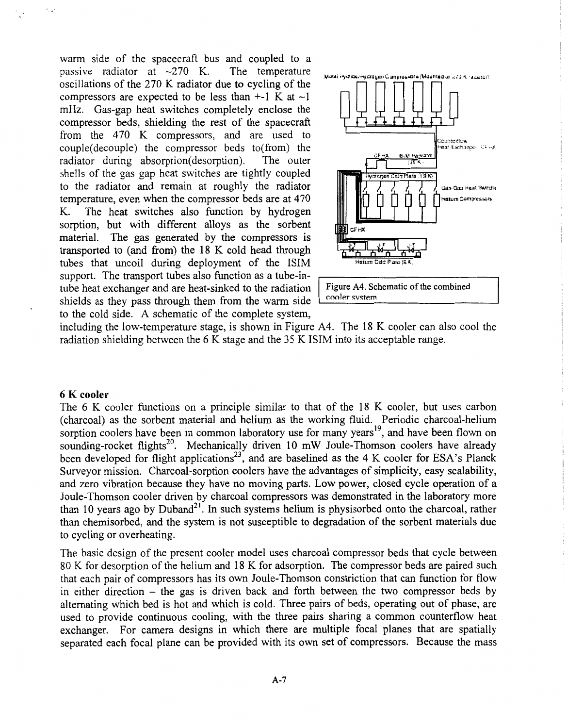warm side of the spacecraft bus and coupled to a passive radiator at ~270 K. The temperature oscillations of the 270 K radiator due to cycling of the compressors are expected to be less than +-1 K at ~1 mHz. Gas-gap heat switches completely enclose the compressor beds, shielding the rest of the spacecraft from the 470 K compressors, and are used to couple(decouple) the compressor beds to(from) the radiator during absorption(desorption). The outer shells of the gas gap heat switches are tightly coupled to the radiator and remain at roughly the radiator temperature, even when the compressor beds are at 470 K. The heat switches also function by hydrogen sorption, but with different alloys as the sorbent material. The gas generated by the compressors is transported to (and from) the 18 K cold head through tubes that uncoil during deployment of the ISIM support. The transport tubes also function as a tube-in-tube heat exchanger and are heat-sinked to the radiation shields as they pass through them from the warm side to the cold side. A schematic of the complete system, including the low-temperature stage, is shown in Figure A4. The 18 K cooler can also cool the radiation shielding between the 6 K stage and the 35 K ISIM into its acceptable range.

Figure A4. Schematic of the combined cooler system

## 6 K cooler

The 6 K cooler functions on a principle similar to that of the 18 K cooler, but uses carbon (charcoal) as the sorbent material and helium as the working fluid. Periodic charcoal-helium sorption coolers have been in common laboratory use for many years[19], and have been flown on sounding-rocket flights[20]. Mechanically driven 10 mW Joule-Thomson coolers have already been developed for flight applications[23], and are baselined as the 4 K cooler for ESA's Planck Surveyor mission. Charcoal-sorption coolers have the advantages of simplicity, easy scalability, and zero vibration because they have no moving parts. Low power, closed cycle operation of a Joule-Thomson cooler driven by charcoal compressors was demonstrated in the laboratory more than 10 years ago by Duband[21]. In such systems helium is physisorbed onto the charcoal, rather than chemisorbed, and the system is not susceptible to degradation of the sorbent materials due to cycling or overheating.

The basic design of the present cooler model uses charcoal compressor beds that cycle between 80 K for desorption of the helium and 18 K for adsorption. The compressor beds are paired such that each pair of compressors has its own Joule-Thomson constriction that can function for flow in either direction – the gas is driven back and forth between the two compressor beds by alternating which bed is hot and which is cold. Three pairs of beds, operating out of phase, are used to provide continuous cooling, with the three pairs sharing a common counterflow heat exchanger. For camera designs in which there are multiple focal planes that are spatially separated each focal plane can be provided with its own set of compressors. Because the mass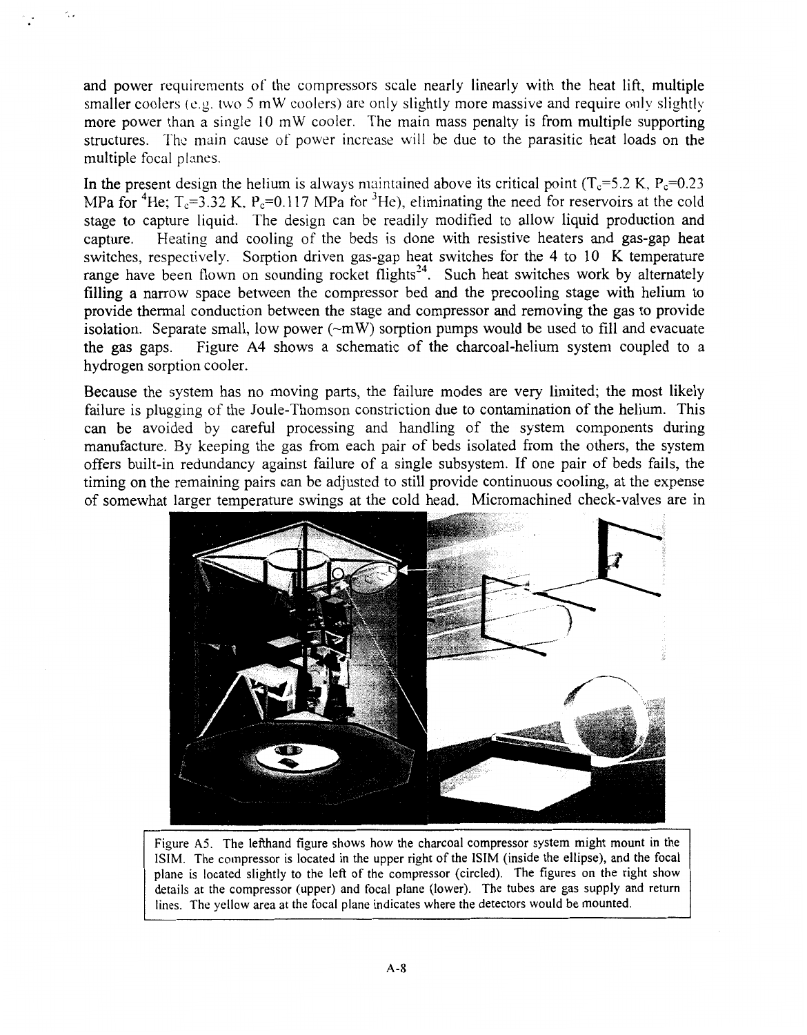and power requirements of the compressors scale nearly linearly with the heat lift, multiple smaller coolers (e.g. two 5 mW coolers) are only slightly more massive and require only slightly more power than a single 10 mW cooler. The main mass penalty is from multiple supporting structures. The main cause of power increase will be due to the parasitic heat loads on the multiple focal planes.

In the present design the helium is always maintained above its critical point ($T_c$=5.2 K, $P_c$=0.23 MPa for $^4$He; $T_c$=3.32 K, $P_c$=0.117 MPa for $^3$He), eliminating the need for reservoirs at the cold stage to capture liquid. The design can be readily modified to allow liquid production and capture. Heating and cooling of the beds is done with resistive heaters and gas-gap heat switches, respectively. Sorption driven gas-gap heat switches for the 4 to 10 K temperature range have been flown on sounding rocket flights[24]. Such heat switches work by alternately filling a narrow space between the compressor bed and the precooling stage with helium to provide thermal conduction between the stage and compressor and removing the gas to provide isolation. Separate small, low power (~mW) sorption pumps would be used to fill and evacuate the gas gaps. Figure A4 shows a schematic of the charcoal-helium system coupled to a hydrogen sorption cooler.

Because the system has no moving parts, the failure modes are very limited; the most likely failure is plugging of the Joule-Thomson constriction due to contamination of the helium. This can be avoided by careful processing and handling of the system components during manufacture. By keeping the gas from each pair of beds isolated from the others, the system offers built-in redundancy against failure of a single subsystem. If one pair of beds fails, the timing on the remaining pairs can be adjusted to still provide continuous cooling, at the expense of somewhat larger temperature swings at the cold head. Micromachined check-valves are in

Figure A5. The lefthand figure shows how the charcoal compressor system might mount in the ISIM. The compressor is located in the upper right of the ISIM (inside the ellipse), and the focal plane is located slightly to the left of the compressor (circled). The figures on the right show details at the compressor (upper) and focal plane (lower). The tubes are gas supply and return lines. The yellow area at the focal plane indicates where the detectors would be mounted.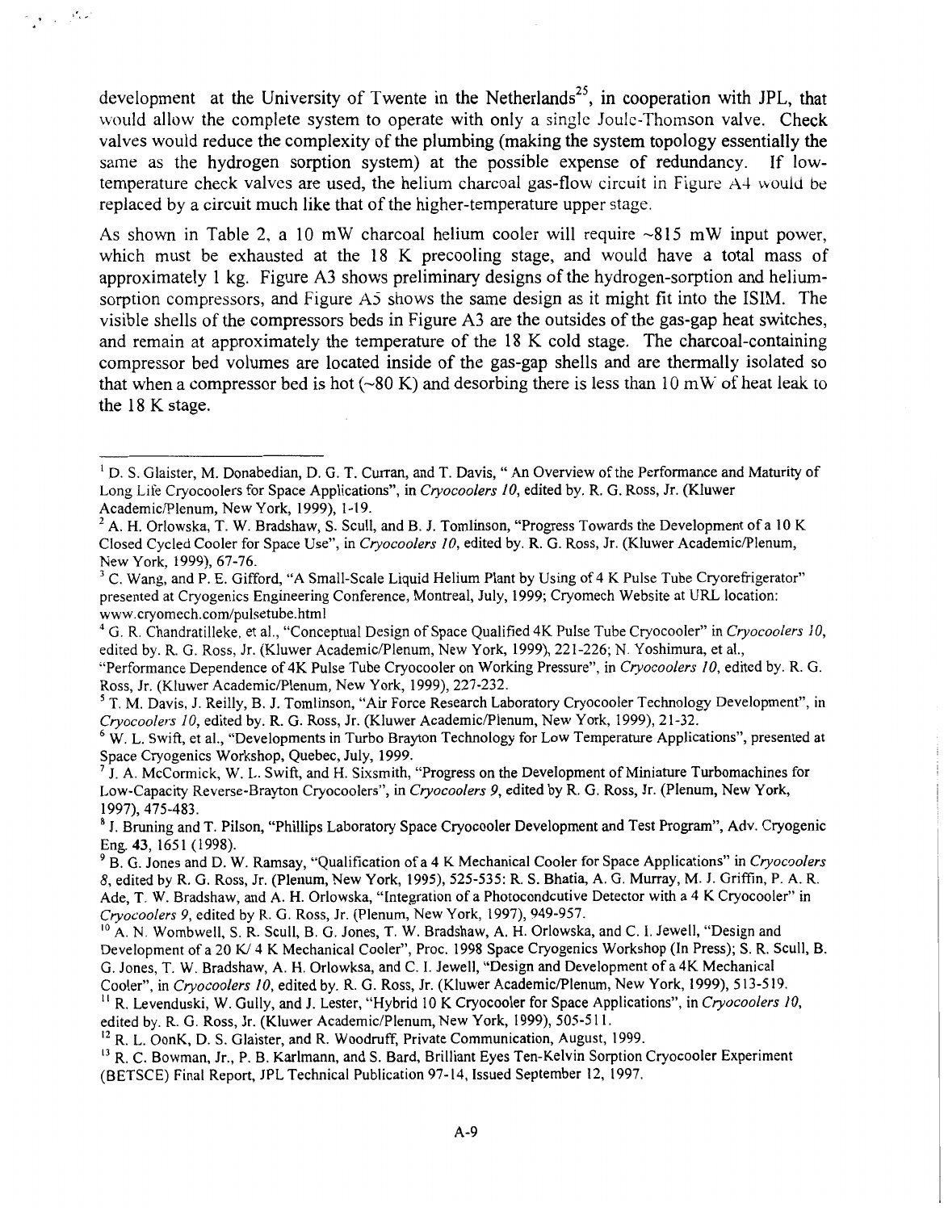development at the University of Twente in the Netherlands[25], in cooperation with JPL, that would allow the complete system to operate with only a single Joule-Thomson valve. Check valves would reduce the complexity of the plumbing (making the system topology essentially the same as the hydrogen sorption system) at the possible expense of redundancy. If low-temperature check valves are used, the helium charcoal gas-flow circuit in Figure A4 would be replaced by a circuit much like that of the higher-temperature upper stage.

As shown in Table 2, a 10 mW charcoal helium cooler will require ~815 mW input power, which must be exhausted at the 18 K precooling stage, and would have a total mass of approximately 1 kg. Figure A3 shows preliminary designs of the hydrogen-sorption and helium-sorption compressors, and Figure A5 shows the same design as it might fit into the ISIM. The visible shells of the compressors beds in Figure A3 are the outsides of the gas-gap heat switches, and remain at approximately the temperature of the 18 K cold stage. The charcoal-containing compressor bed volumes are located inside of the gas-gap shells and are thermally isolated so that when a compressor bed is hot (~80 K) and desorbing there is less than 10 mW of heat leak to the 18 K stage.

---

[1] D. S. Glaister, M. Donabedian, D. G. T. Curran, and T. Davis, " An Overview of the Performance and Maturity of Long Life Cryocoolers for Space Applications", in *Cryocoolers 10*, edited by. R. G. Ross, Jr. (Kluwer Academic/Plenum, New York, 1999), 1-19.

[2] A. H. Orlowska, T. W. Bradshaw, S. Scull, and B. J. Tomlinson, "Progress Towards the Development of a 10 K Closed Cycled Cooler for Space Use", in *Cryocoolers 10*, edited by. R. G. Ross, Jr. (Kluwer Academic/Plenum, New York, 1999), 67-76.

[3] C. Wang, and P. E. Gifford, "A Small-Scale Liquid Helium Plant by Using of 4 K Pulse Tube Cryorefrigerator" presented at Cryogenics Engineering Conference, Montreal, July, 1999; Cryomech Website at URL location: www.cryomech.com/pulsetube.html

[4] G. R. Chandratilleke, et al., "Conceptual Design of Space Qualified 4K Pulse Tube Cryocooler" in *Cryocoolers 10*, edited by. R. G. Ross, Jr. (Kluwer Academic/Plenum, New York, 1999), 221-226; N. Yoshimura, et al., "Performance Dependence of 4K Pulse Tube Cryocooler on Working Pressure", in *Cryocoolers 10*, edited by. R. G. Ross, Jr. (Kluwer Academic/Plenum, New York, 1999), 227-232.

[5] T. M. Davis, J. Reilly, B. J. Tomlinson, "Air Force Research Laboratory Cryocooler Technology Development", in *Cryocoolers 10*, edited by. R. G. Ross, Jr. (Kluwer Academic/Plenum, New York, 1999), 21-32.

[6] W. L. Swift, et al., "Developments in Turbo Brayton Technology for Low Temperature Applications", presented at Space Cryogenics Workshop, Quebec, July, 1999.

[7] J. A. McCormick, W. L. Swift, and H. Sixsmith, "Progress on the Development of Miniature Turbomachines for Low-Capacity Reverse-Brayton Cryocoolers", in *Cryocoolers 9*, edited by R. G. Ross, Jr. (Plenum, New York, 1997), 475-483.

[8] J. Bruning and T. Pilson, "Phillips Laboratory Space Cryocooler Development and Test Program", Adv. Cryogenic Eng. **43**, 1651 (1998).

[9] B. G. Jones and D. W. Ramsay, "Qualification of a 4 K Mechanical Cooler for Space Applications" in *Cryocoolers 8*, edited by R. G. Ross, Jr. (Plenum, New York, 1995), 525-535: R. S. Bhatia, A. G. Murray, M. J. Griffin, P. A. R. Ade, T. W. Bradshaw, and A. H. Orlowska, "Integration of a Photocondcutive Detector with a 4 K Cryocooler" in *Cryocoolers 9*, edited by R. G. Ross, Jr. (Plenum, New York, 1997), 949-957.

[10] A. N. Wombwell, S. R. Scull, B. G. Jones, T. W. Bradshaw, A. H. Orlowska, and C. I. Jewell, "Design and Development of a 20 K/ 4 K Mechanical Cooler", Proc. 1998 Space Cryogenics Workshop (In Press); S. R. Scull, B. G. Jones, T. W. Bradshaw, A. H. Orlowksa, and C. I. Jewell, "Design and Development of a 4K Mechanical Cooler", in *Cryocoolers 10*, edited by. R. G. Ross, Jr. (Kluwer Academic/Plenum, New York, 1999), 513-519.

[11] R. Levenduski, W. Gully, and J. Lester, "Hybrid 10 K Cryocooler for Space Applications", in *Cryocoolers 10*, edited by. R. G. Ross, Jr. (Kluwer Academic/Plenum, New York, 1999), 505-511.

[12] R. L. OonK, D. S. Glaister, and R. Woodruff, Private Communication, August, 1999.

[13] R. C. Bowman, Jr., P. B. Karlmann, and S. Bard, Brilliant Eyes Ten-Kelvin Sorption Cryocooler Experiment (BETSCE) Final Report, JPL Technical Publication 97-14, Issued September 12, 1997.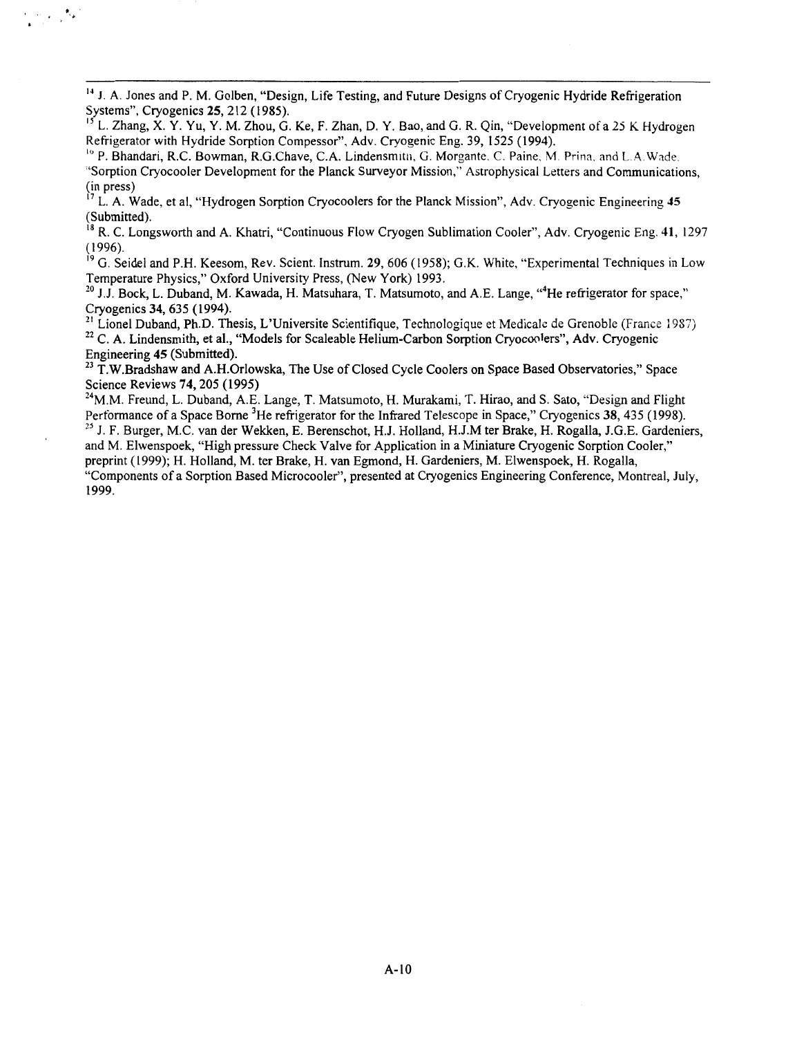[14] J. A. Jones and P. M. Golben, "Design, Life Testing, and Future Designs of Cryogenic Hydride Refrigeration Systems", Cryogenics **25**, 212 (1985).

[15] L. Zhang, X. Y. Yu, Y. M. Zhou, G. Ke, F. Zhan, D. Y. Bao, and G. R. Qin, "Development of a 25 K Hydrogen Refrigerator with Hydride Sorption Compessor", Adv. Cryogenic Eng. 39, 1525 (1994).

[16] P. Bhandari, R.C. Bowman, R.G.Chave, C.A. Lindensmith, G. Morgante, C. Paine, M. Prina, and L.A.Wade, "Sorption Cryocooler Development for the Planck Surveyor Mission," Astrophysical Letters and Communications, (in press)

[17] L. A. Wade, et al, "Hydrogen Sorption Cryocoolers for the Planck Mission", Adv. Cryogenic Engineering **45** (Submitted).

[18] R. C. Longsworth and A. Khatri, "Continuous Flow Cryogen Sublimation Cooler", Adv. Cryogenic Eng. **41**, 1297 (1996).

[19] G. Seidel and P.H. Keesom, Rev. Scient. Instrum. **29**, 606 (1958); G.K. White, "Experimental Techniques in Low Temperature Physics," Oxford University Press, (New York) 1993.

[20] J.J. Bock, L. Duband, M. Kawada, H. Matsuhara, T. Matsumoto, and A.E. Lange, "$^4$He refrigerator for space," Cryogenics **34**, 635 (1994).

[21] Lionel Duband, Ph.D. Thesis, L'Universite Scientifique, Technologique et Medicale de Grenoble (France 1987)

[22] C. A. Lindensmith, et al., "Models for Scaleable Helium-Carbon Sorption Cryocoolers", Adv. Cryogenic Engineering **45** (Submitted).

[23] T.W.Bradshaw and A.H.Orlowska, The Use of Closed Cycle Coolers on Space Based Observatories," Space Science Reviews **74**, 205 (1995)

[24] M.M. Freund, L. Duband, A.E. Lange, T. Matsumoto, H. Murakami, T. Hirao, and S. Sato, "Design and Flight Performance of a Space Borne $^3$He refrigerator for the Infrared Telescope in Space," Cryogenics **38**, 435 (1998).

[25] J. F. Burger, M.C. van der Wekken, E. Berenschot, H.J. Holland, H.J.M ter Brake, H. Rogalla, J.G.E. Gardeniers, and M. Elwenspoek, "High pressure Check Valve for Application in a Miniature Cryogenic Sorption Cooler," preprint (1999); H. Holland, M. ter Brake, H. van Egmond, H. Gardeniers, M. Elwenspoek, H. Rogalla, "Components of a Sorption Based Microcooler", presented at Cryogenics Engineering Conference, Montreal, July, 1999.